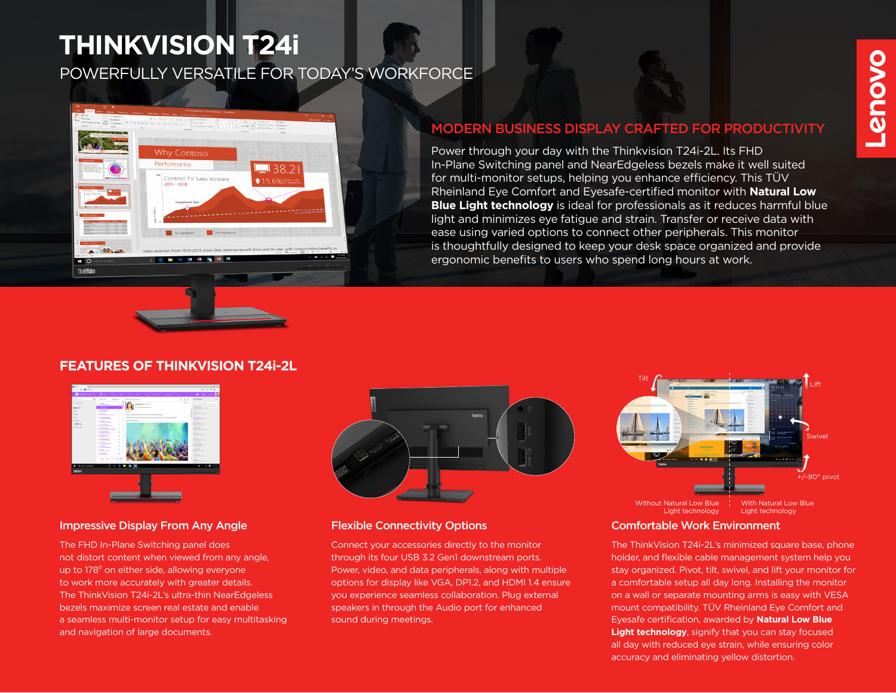# THINKVISION T24i

POWERFULLY VERSATILE FOR TODAY'S WORKFORCE

## MODERN BUSINESS DISPLAY CRAFTED FOR PRODUCTIVITY

Power through your day with the Thinkvision T24i-2L. Its FHD In-Plane Switching panel and NearEdgeless bezels make it well suited for multi-monitor setups, helping you enhance efficiency. This TÜV Rheinland Eye Comfort and Eyesafe-certified monitor with **Natural Low Blue Light technology** is ideal for professionals as it reduces harmful blue light and minimizes eye fatigue and strain. Transfer or receive data with ease using varied options to connect other peripherals. This monitor is thoughtfully designed to keep your desk space organized and provide ergonomic benefits to users who spend long hours at work.

## FEATURES OF THINKVISION T24i-2L

### Impressive Display From Any Angle

The FHD In-Plane Switching panel does not distort content when viewed from any angle, up to 178° on either side, allowing everyone to work more accurately with greater details. The ThinkVision T24i-2L's ultra-thin NearEdgeless bezels maximize screen real estate and enable a seamless multi-monitor setup for easy multitasking and navigation of large documents.

### Flexible Connectivity Options

Connect your accessories directly to the monitor through its four USB 3.2 Gen1 downstream ports. Power, video, and data peripherals, along with multiple options for display like VGA, DP1.2, and HDMI 1.4 ensure you experience seamless collaboration. Plug external speakers in through the Audio port for enhanced sound during meetings.

### Comfortable Work Environment

Tilt | Lift | Swivel | +/-90° pivot

Without Natural Low Blue Light technology | With Natural Low Blue Light technology

The ThinkVision T24i-2L's minimized square base, phone holder, and flexible cable management system help you stay organized. Pivot, tilt, swivel, and lift your monitor for a comfortable setup all day long. Installing the monitor on a wall or separate mounting arms is easy with VESA mount compatibility. TÜV Rheinland Eye Comfort and Eyesafe certification, awarded by **Natural Low Blue Light technology**, signify that you can stay focused all day with reduced eye strain, while ensuring color accuracy and eliminating yellow distortion.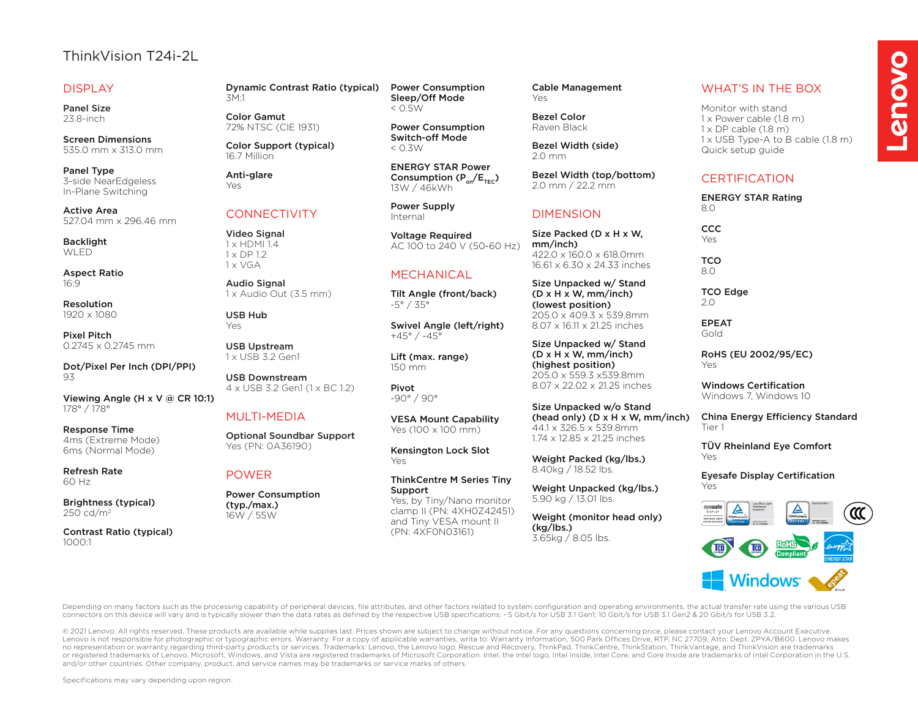# ThinkVision T24i-2L

## DISPLAY

**Panel Size**
23.8-inch

**Screen Dimensions**
535.0 mm x 313.0 mm

**Panel Type**
3-side NearEdgeless
In-Plane Switching

**Active Area**
527.04 mm x 296.46 mm

**Backlight**
WLED

**Aspect Ratio**
16:9

**Resolution**
1920 x 1080

**Pixel Pitch**
0.2745 x 0.2745 mm

**Dot/Pixel Per Inch (DPI/PPI)**
93

**Viewing Angle (H x V @ CR 10:1)**
178° / 178°

**Response Time**
4ms (Extreme Mode)
6ms (Normal Mode)

**Refresh Rate**
60 Hz

**Brightness (typical)**
250 cd/m²

**Contrast Ratio (typical)**
1000:1

**Dynamic Contrast Ratio (typical)**
3M:1

**Color Gamut**
72% NTSC (CIE 1931)

**Color Support (typical)**
16.7 Million

**Anti-glare**
Yes

## CONNECTIVITY

**Video Signal**
1 x HDMI 1.4
1 x DP 1.2
1 x VGA

**Audio Signal**
1 x Audio Out (3.5 mm)

**USB Hub**
Yes

**USB Upstream**
1 x USB 3.2 Gen1

**USB Downstream**
4 x USB 3.2 Gen1 (1 x BC 1.2)

## MULTI-MEDIA

**Optional Soundbar Support**
Yes (PN: 0A36190)

## POWER

**Power Consumption (typ./max.)**
16W / 55W

**Power Consumption Sleep/Off Mode**
< 0.5W

**Power Consumption Switch-off Mode**
< 0.3W

**ENERGY STAR Power Consumption ($P_{on}$/$E_{TEC}$)**
13W / 46kWh

**Power Supply**
Internal

**Voltage Required**
AC 100 to 240 V (50-60 Hz)

## MECHANICAL

**Tilt Angle (front/back)**
-5° / 35°

**Swivel Angle (left/right)**
+45° / -45°

**Lift (max. range)**
150 mm

**Pivot**
-90° / 90°

**VESA Mount Capability**
Yes (100 x 100 mm)

**Kensington Lock Slot**
Yes

**ThinkCentre M Series Tiny Support**
Yes, by Tiny/Nano monitor clamp II (PN: 4XH0Z42451) and Tiny VESA mount II (PN: 4XF0N03161)

**Cable Management**
Yes

**Bezel Color**
Raven Black

**Bezel Width (side)**
2.0 mm

**Bezel Width (top/bottom)**
2.0 mm / 22.2 mm

## DIMENSION

**Size Packed (D x H x W, mm/inch)**
422.0 x 160.0 x 618.0mm
16.61 x 6.30 x 24.33 inches

**Size Unpacked w/ Stand (D x H x W, mm/inch) (lowest position)**
205.0 x 409.3 x 539.8mm
8.07 x 16.11 x 21.25 inches

**Size Unpacked w/ Stand (D x H x W, mm/inch) (highest position)**
205.0 x 559.3 x539.8mm
8.07 x 22.02 x 21.25 inches

**Size Unpacked w/o Stand (head only) (D x H x W, mm/inch)**
44.1 x 326.5 x 539.8mm
1.74 x 12.85 x 21.25 inches

**Weight Packed (kg/lbs.)**
8.40kg / 18.52 lbs.

**Weight Unpacked (kg/lbs.)**
5.90 kg / 13.01 lbs.

**Weight (monitor head only) (kg/lbs.)**
3.65kg / 8.05 lbs.

## WHAT'S IN THE BOX

Monitor with stand
1 x Power cable (1.8 m)
1 x DP cable (1.8 m)
1 x USB Type-A to B cable (1.8 m)
Quick setup guide

## CERTIFICATION

**ENERGY STAR Rating**
8.0

**CCC**
Yes

**TCO**
8.0

**TCO Edge**
2.0

**EPEAT**
Gold

**RoHS (EU 2002/95/EC)**
Yes

**Windows Certification**
Windows 7, Windows 10

**China Energy Efficiency Standard**
Tier 1

**TÜV Rheinland Eye Comfort**
Yes

**Eyesafe Display Certification**
Yes

Depending on many factors such as the processing capability of peripheral devices, file attributes, and other factors related to system configuration and operating environments, the actual transfer rate using the various USB connectors on this device will vary and is typically slower than the data rates as defined by the respective USB specifications: - 5 Gbit/s for USB 3.1 Gen1; 10 Gbit/s for USB 3.1 Gen2 & 20 Gbit/s for USB 3.2.

© 2021 Lenovo. All rights reserved. These products are available while supplies last. Prices shown are subject to change without notice. For any questions concerning price, please contact your Lenovo Account Executive. Lenovo is not responsible for photographic or typographic errors. Warranty: For a copy of applicable warranties, write to: Warranty Information, 500 Park Offices Drive, RTP, NC 27709, Attn: Dept. ZPYA/B600. Lenovo makes no representation or warranty regarding third-party products or services. Trademarks: Lenovo, the Lenovo logo, Rescue and Recovery, ThinkPad, ThinkCentre, ThinkStation, ThinkVantage, and ThinkVision are trademarks or registered trademarks of Lenovo. Microsoft, Windows, and Vista are registered trademarks of Microsoft Corporation. Intel, the Intel logo, Intel Inside, Intel Core, and Core Inside are trademarks of Intel Corporation in the U.S. and/or other countries. Other company, product, and service names may be trademarks or service marks of others.

Specifications may vary depending upon region.